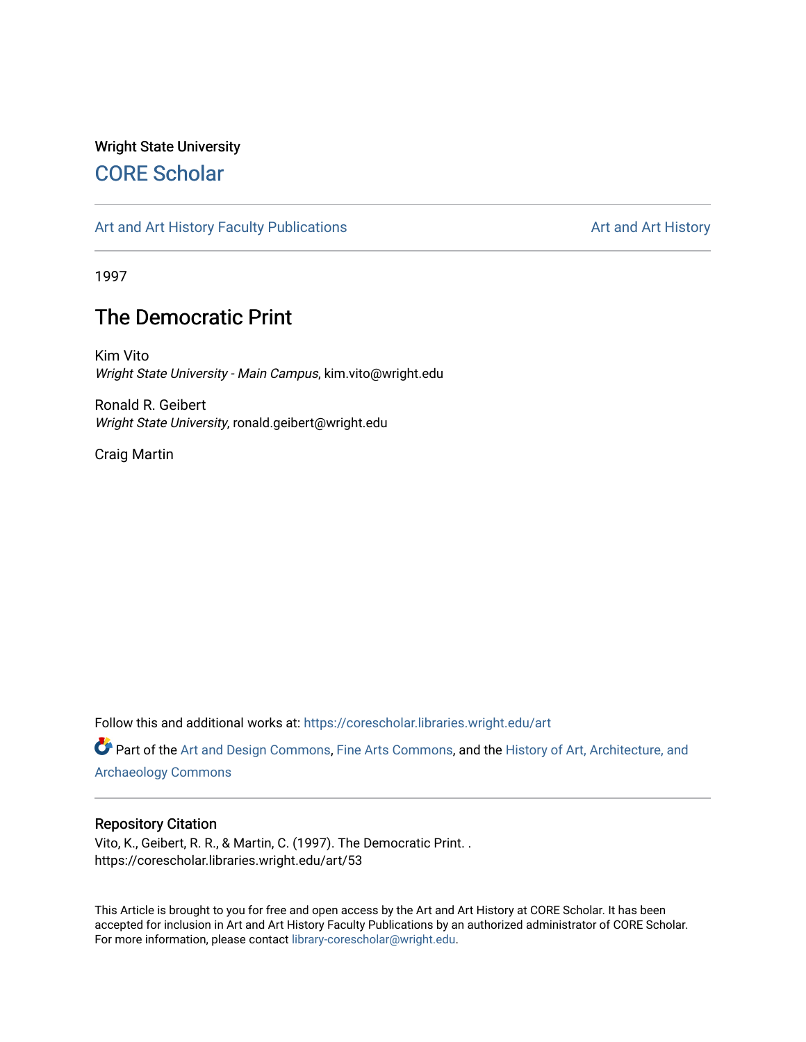Wright State University

# CORE Scholar

Art and Art History Faculty Publications | Art and Art History

1997

## The Democratic Print

Kim Vito
*Wright State University - Main Campus*, kim.vito@wright.edu

Ronald R. Geibert
*Wright State University*, ronald.geibert@wright.edu

Craig Martin

Follow this and additional works at: https://corescholar.libraries.wright.edu/art

Part of the Art and Design Commons, Fine Arts Commons, and the History of Art, Architecture, and Archaeology Commons

### Repository Citation

Vito, K., Geibert, R. R., & Martin, C. (1997). The Democratic Print. .
https://corescholar.libraries.wright.edu/art/53

This Article is brought to you for free and open access by the Art and Art History at CORE Scholar. It has been accepted for inclusion in Art and Art History Faculty Publications by an authorized administrator of CORE Scholar. For more information, please contact library-corescholar@wright.edu.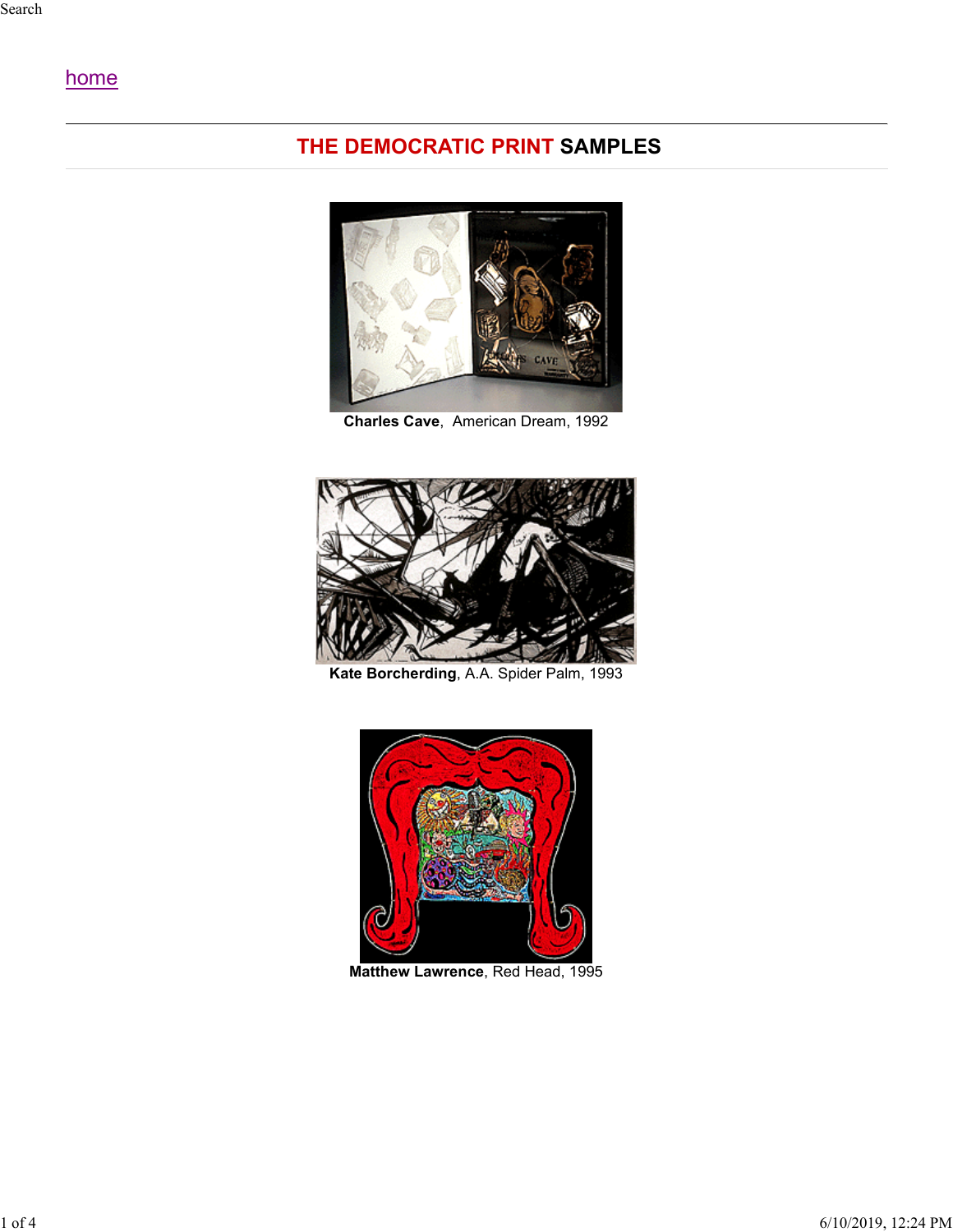Search

home

## THE DEMOCRATIC PRINT SAMPLES

**Charles Cave**, American Dream, 1992

**Kate Borcherding**, A.A. Spider Palm, 1993

**Matthew Lawrence**, Red Head, 1995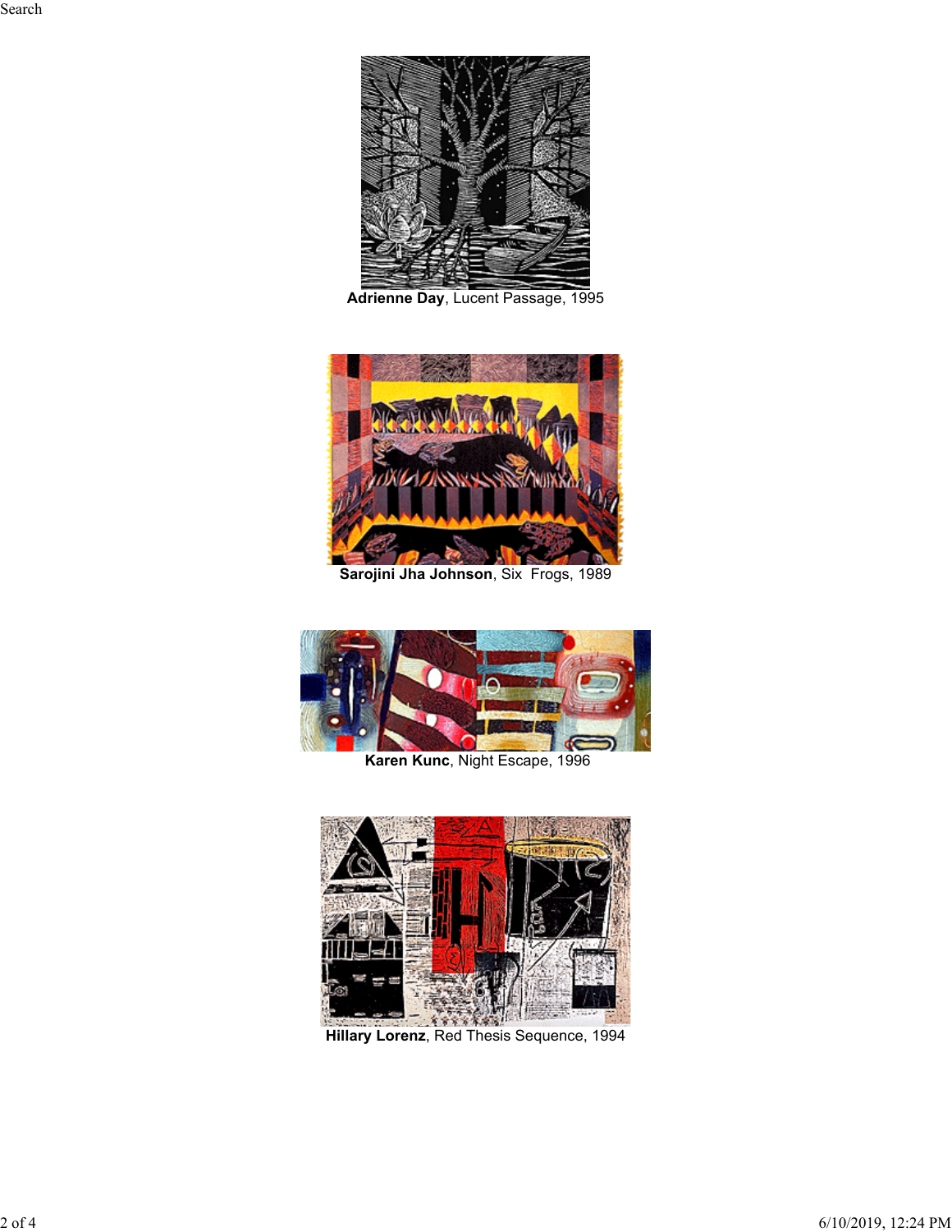**Adrienne Day**, Lucent Passage, 1995

**Sarojini Jha Johnson**, Six Frogs, 1989

**Karen Kunc**, Night Escape, 1996

**Hillary Lorenz**, Red Thesis Sequence, 1994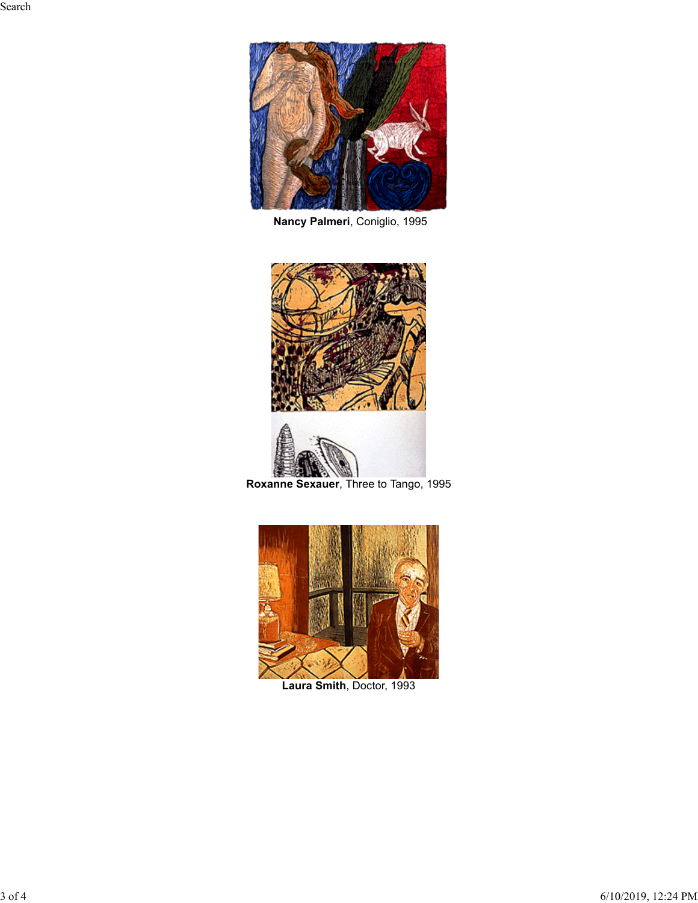**Nancy Palmeri**, Coniglio, 1995

**Roxanne Sexauer**, Three to Tango, 1995

**Laura Smith**, Doctor, 1993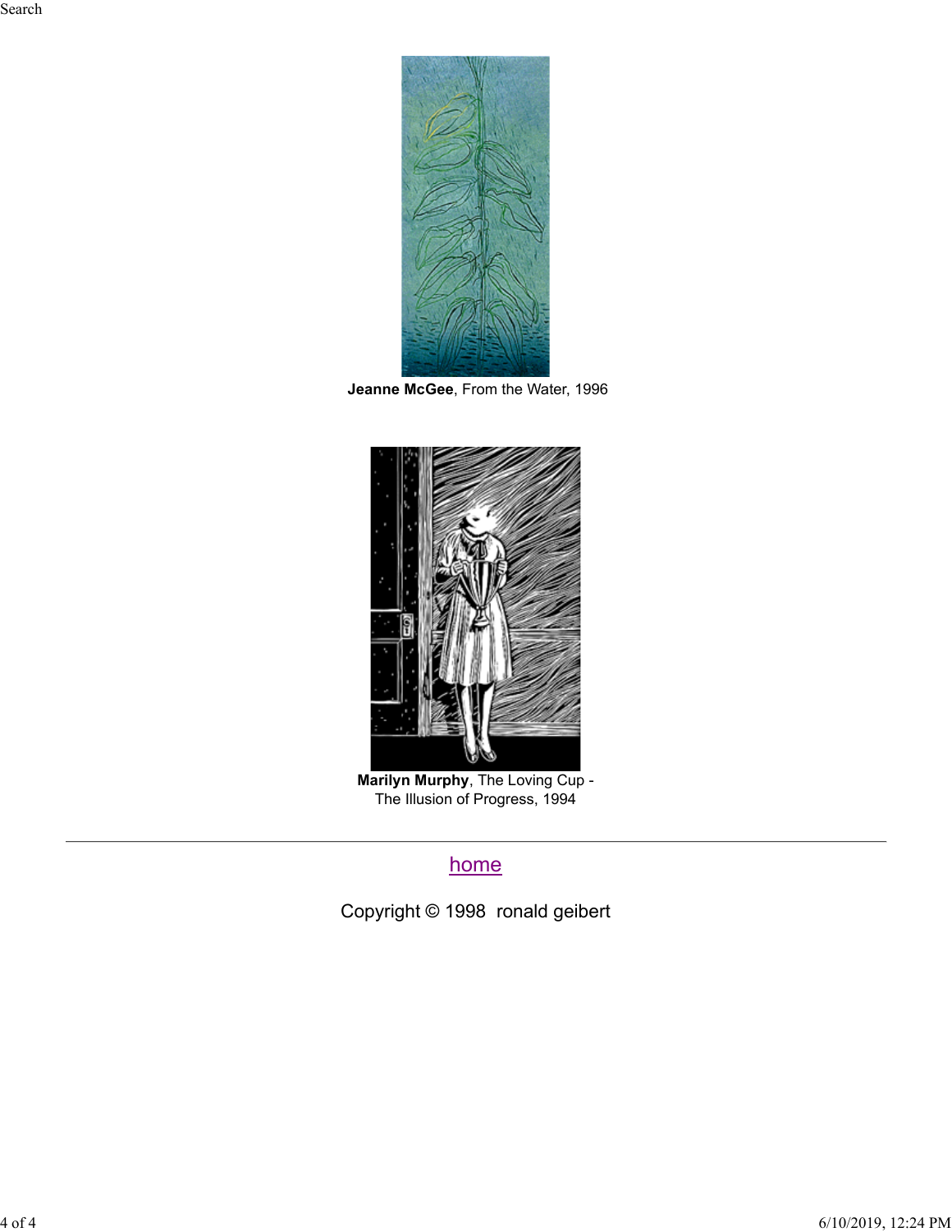**Jeanne McGee**, From the Water, 1996

**Marilyn Murphy**, The Loving Cup - The Illusion of Progress, 1994

---

home

Copyright © 1998 ronald geibert